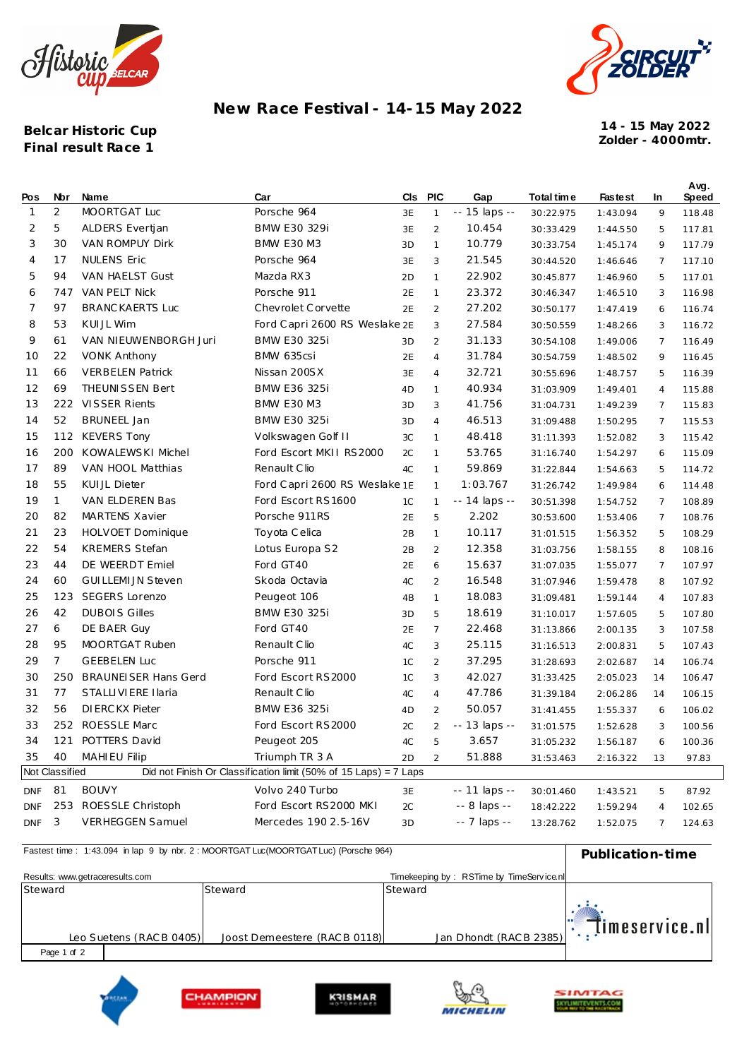# New Race Festival - 14-15 May 2022

**Belcar Historic Cup**
**Final result Race 1**

**14 - 15 May 2022**
**Zolder - 4000mtr.**

| Pos | Nbr | Name | Car | Cls | PIC | Gap | Total time | Fastest | In | Avg. Speed |
|---|---|---|---|---|---|---|---|---|---|---|
| 1 | 2 | MOORTGAT Luc | Porsche 964 | 3E | 1 | -- 15 laps -- | 30:22.975 | 1:43.094 | 9 | 118.48 |
| 2 | 5 | ALDERS Evertjan | BMW E30 329i | 3E | 2 | 10.454 | 30:33.429 | 1:44.550 | 5 | 117.81 |
| 3 | 30 | VAN ROMPUY Dirk | BMW E30 M3 | 3D | 1 | 10.779 | 30:33.754 | 1:45.174 | 9 | 117.79 |
| 4 | 17 | NULENS Eric | Porsche 964 | 3E | 3 | 21.545 | 30:44.520 | 1:46.646 | 7 | 117.10 |
| 5 | 94 | VAN HAELST Gust | Mazda RX3 | 2D | 1 | 22.902 | 30:45.877 | 1:46.960 | 5 | 117.01 |
| 6 | 747 | VAN PELT Nick | Porsche 911 | 2E | 1 | 23.372 | 30:46.347 | 1:46.510 | 3 | 116.98 |
| 7 | 97 | BRANCKAERTS Luc | Chevrolet Corvette | 2E | 2 | 27.202 | 30:50.177 | 1:47.419 | 6 | 116.74 |
| 8 | 53 | KUIJL Wim | Ford Capri 2600 RS Weslake | 2E | 3 | 27.584 | 30:50.559 | 1:48.266 | 3 | 116.72 |
| 9 | 61 | VAN NIEUWENBORGH Juri | BMW E30 325i | 3D | 2 | 31.133 | 30:54.108 | 1:49.006 | 7 | 116.49 |
| 10 | 22 | VONK Anthony | BMW 635csi | 2E | 4 | 31.784 | 30:54.759 | 1:48.502 | 9 | 116.45 |
| 11 | 66 | VERBELEN Patrick | Nissan 200SX | 3E | 4 | 32.721 | 30:55.696 | 1:48.757 | 5 | 116.39 |
| 12 | 69 | THEUNISSEN Bert | BMW E36 325i | 4D | 1 | 40.934 | 31:03.909 | 1:49.401 | 4 | 115.88 |
| 13 | 222 | VISSER Rients | BMW E30 M3 | 3D | 3 | 41.756 | 31:04.731 | 1:49.239 | 7 | 115.83 |
| 14 | 52 | BRUNEEL Jan | BMW E30 325i | 3D | 4 | 46.513 | 31:09.488 | 1:50.295 | 7 | 115.53 |
| 15 | 112 | KEVERS Tony | Volkswagen Golf II | 3C | 1 | 48.418 | 31:11.393 | 1:52.082 | 3 | 115.42 |
| 16 | 200 | KOWALEWSKI Michel | Ford Escort MKII RS2000 | 2C | 1 | 53.765 | 31:16.740 | 1:54.297 | 6 | 115.09 |
| 17 | 89 | VAN HOOL Matthias | Renault Clio | 4C | 1 | 59.869 | 31:22.844 | 1:54.663 | 5 | 114.72 |
| 18 | 55 | KUIJL Dieter | Ford Capri 2600 RS Weslake | 1E | 1 | 1:03.767 | 31:26.742 | 1:49.984 | 6 | 114.48 |
| 19 | 1 | VAN ELDEREN Bas | Ford Escort RS1600 | 1C | 1 | -- 14 laps -- | 30:51.398 | 1:54.752 | 7 | 108.89 |
| 20 | 82 | MARTENS Xavier | Porsche 911RS | 2E | 5 | 2.202 | 30:53.600 | 1:53.406 | 7 | 108.76 |
| 21 | 23 | HOLVOET Dominique | Toyota Celica | 2B | 1 | 10.117 | 31:01.515 | 1:56.352 | 5 | 108.29 |
| 22 | 54 | KREMERS Stefan | Lotus Europa S2 | 2B | 2 | 12.358 | 31:03.756 | 1:58.155 | 8 | 108.16 |
| 23 | 44 | DE WEERDT Emiel | Ford GT40 | 2E | 6 | 15.637 | 31:07.035 | 1:55.077 | 7 | 107.97 |
| 24 | 60 | GUILLEMIJN Steven | Skoda Octavia | 4C | 2 | 16.548 | 31:07.946 | 1:59.478 | 8 | 107.92 |
| 25 | 123 | SEGERS Lorenzo | Peugeot 106 | 4B | 1 | 18.083 | 31:09.481 | 1:59.144 | 4 | 107.83 |
| 26 | 42 | DUBOIS Gilles | BMW E30 325i | 3D | 5 | 18.619 | 31:10.017 | 1:57.605 | 5 | 107.80 |
| 27 | 6 | DE BAER Guy | Ford GT40 | 2E | 7 | 22.468 | 31:13.866 | 2:00.135 | 3 | 107.58 |
| 28 | 95 | MOORTGAT Ruben | Renault Clio | 4C | 3 | 25.115 | 31:16.513 | 2:00.831 | 5 | 107.43 |
| 29 | 7 | GEEBELEN Luc | Porsche 911 | 1C | 2 | 37.295 | 31:28.693 | 2:02.687 | 14 | 106.74 |
| 30 | 250 | BRAUNEISER Hans Gerd | Ford Escort RS2000 | 1C | 3 | 42.027 | 31:33.425 | 2:05.023 | 14 | 106.47 |
| 31 | 77 | STALLIVIERE Ilaria | Renault Clio | 4C | 4 | 47.786 | 31:39.184 | 2:06.286 | 14 | 106.15 |
| 32 | 56 | DIERCKX Pieter | BMW E36 325i | 4D | 2 | 50.057 | 31:41.455 | 1:55.337 | 6 | 106.02 |
| 33 | 252 | ROESSLE Marc | Ford Escort RS2000 | 2C | 2 | -- 13 laps -- | 31:01.575 | 1:52.628 | 3 | 100.56 |
| 34 | 121 | POTTERS David | Peugeot 205 | 4C | 5 | 3.657 | 31:05.232 | 1:56.187 | 6 | 100.36 |
| 35 | 40 | MAHIEU Filip | Triumph TR 3 A | 2D | 2 | 51.888 | 31:53.463 | 2:16.322 | 13 | 97.83 |
| Not Classified | | Did not Finish Or Classification limit (50% of 15 Laps) = 7 Laps | | | | | | | | |
| DNF | 81 | BOUVY | Volvo 240 Turbo | 3E | | -- 11 laps -- | 30:01.460 | 1:43.521 | 5 | 87.92 |
| DNF | 253 | ROESSLE Christoph | Ford Escort RS2000 MKI | 2C | | -- 8 laps -- | 18:42.222 | 1:59.294 | 4 | 102.65 |
| DNF | 3 | VERHEGGEN Samuel | Mercedes 190 2.5-16V | 3D | | -- 7 laps -- | 13:28.762 | 1:52.075 | 7 | 124.63 |

Fastest time : 1:43.094 in lap 9 by nbr. 2 : MOORTGAT Luc(MOORTGAT Luc) (Porsche 964)

**Publication-time**

Results: www.getraceresults.com

Timekeeping by : RSTime by TimeService.nl

| Steward | Steward | Steward |
|---|---|---|
| Leo Suetens (RACB 0405) | Joost Demeestere (RACB 0118) | Jan Dhondt (RACB 2385) |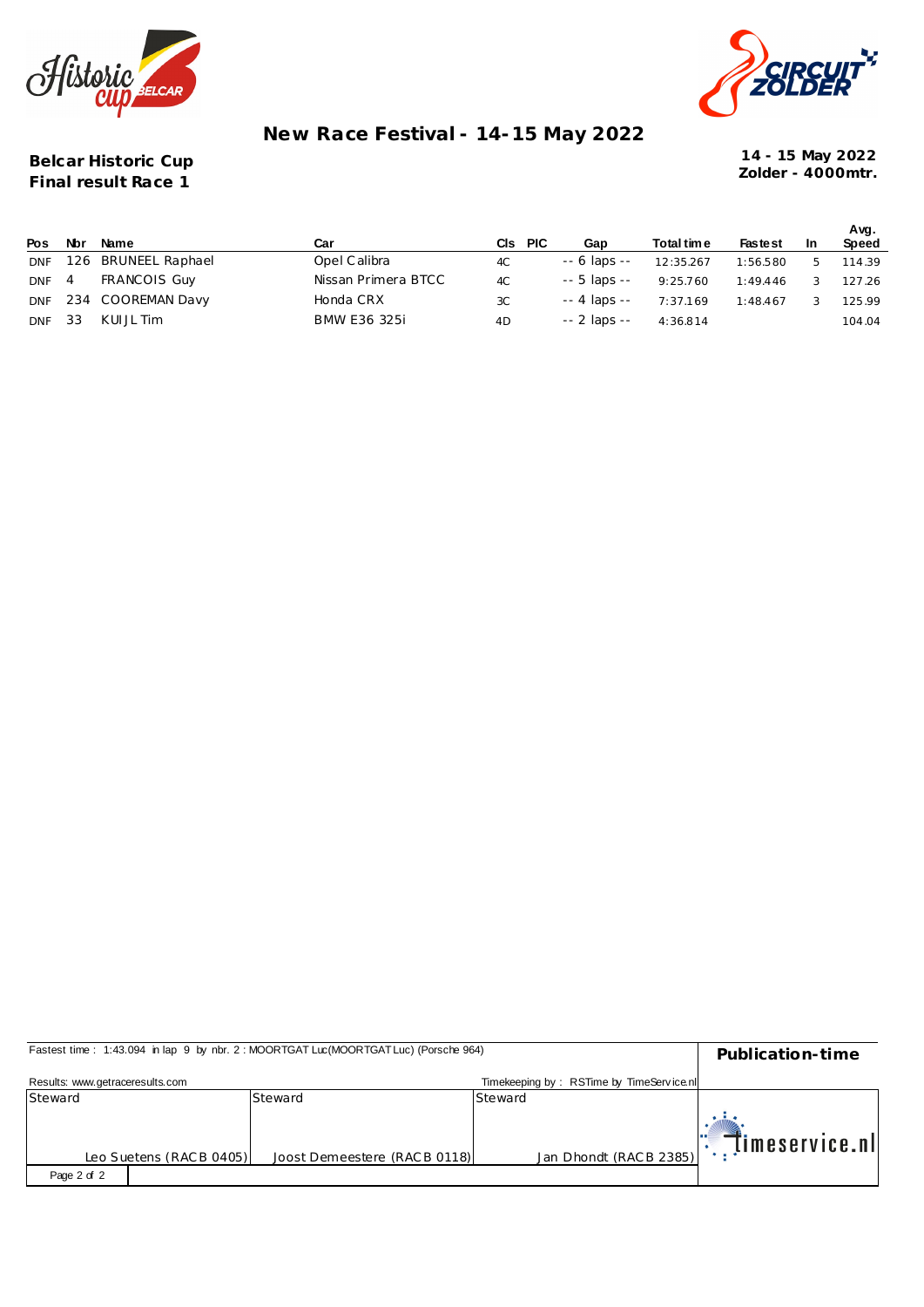## New Race Festival - 14-15 May 2022

**Belcar Historic Cup**
**Final result Race 1**

**14 - 15 May 2022**
**Zolder - 4000mtr.**

| Pos | Nbr | Name | Car | Cls | PIC | Gap | Total time | Fastest | In | Avg. Speed |
|---|---|---|---|---|---|---|---|---|---|---|
| DNF | 126 | BRUNEEL Raphael | Opel Calibra | 4C | | -- 6 laps -- | 12:35.267 | 1:56.580 | 5 | 114.39 |
| DNF | 4 | FRANCOIS Guy | Nissan Primera BTCC | 4C | | -- 5 laps -- | 9:25.760 | 1:49.446 | 3 | 127.26 |
| DNF | 234 | COOREMAN Davy | Honda CRX | 3C | | -- 4 laps -- | 7:37.169 | 1:48.467 | 3 | 125.99 |
| DNF | 33 | KUIJL Tim | BMW E36 325i | 4D | | -- 2 laps -- | 4:36.814 | | | 104.04 |

Fastest time : 1:43.094 in lap 9 by nbr. 2 : MOORTGAT Luc(MOORTGAT Luc) (Porsche 964)

**Publication-time**

Results: www.getraceresults.com

Timekeeping by : RSTime by TimeService.nl

| Steward | Steward | Steward |
|---|---|---|
| Leo Suetens (RACB 0405) | Joost Demeestere (RACB 0118) | Jan Dhondt (RACB 2385) |

timeservice.nl